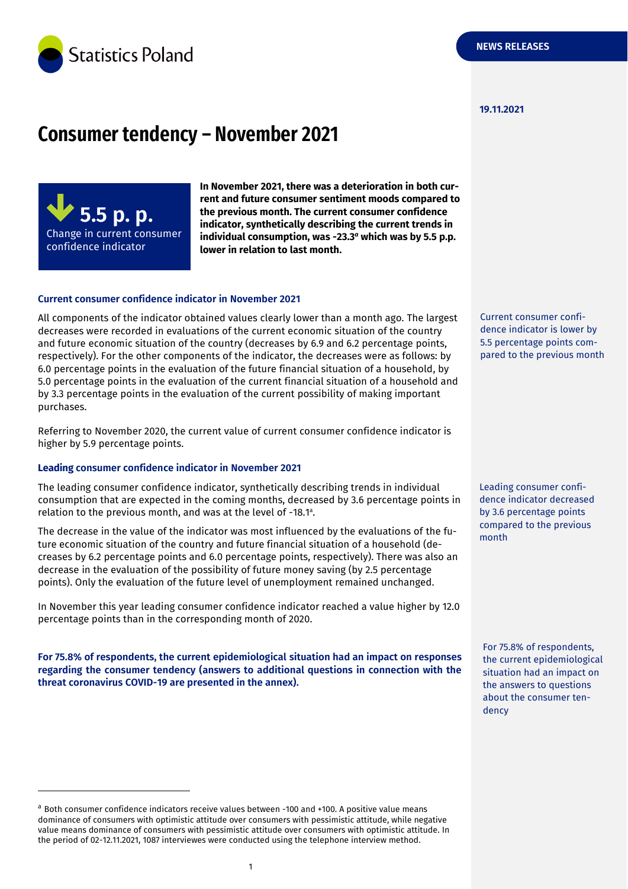Statistics Poland

NEWS RELEASES

19.11.2021

# Consumer tendency – November 2021

**5.5 p. p.**
Change in current consumer confidence indicator

**In November 2021, there was a deterioration in both current and future consumer sentiment moods compared to the previous month. The current consumer confidence indicator, synthetically describing the current trends in individual consumption, was -23.3[a] which was by 5.5 p.p. lower in relation to last month.**

### Current consumer confidence indicator in November 2021

All components of the indicator obtained values clearly lower than a month ago. The largest decreases were recorded in evaluations of the current economic situation of the country and future economic situation of the country (decreases by 6.9 and 6.2 percentage points, respectively). For the other components of the indicator, the decreases were as follows: by 6.0 percentage points in the evaluation of the future financial situation of a household, by 5.0 percentage points in the evaluation of the current financial situation of a household and by 3.3 percentage points in the evaluation of the current possibility of making important purchases.

Current consumer confidence indicator is lower by 5.5 percentage points compared to the previous month

Referring to November 2020, the current value of current consumer confidence indicator is higher by 5.9 percentage points.

### Leading consumer confidence indicator in November 2021

The leading consumer confidence indicator, synthetically describing trends in individual consumption that are expected in the coming months, decreased by 3.6 percentage points in relation to the previous month, and was at the level of -18.1[a].

Leading consumer confidence indicator decreased by 3.6 percentage points compared to the previous month

The decrease in the value of the indicator was most influenced by the evaluations of the future economic situation of the country and future financial situation of a household (decreases by 6.2 percentage points and 6.0 percentage points, respectively). There was also an decrease in the evaluation of the possibility of future money saving (by 2.5 percentage points). Only the evaluation of the future level of unemployment remained unchanged.

In November this year leading consumer confidence indicator reached a value higher by 12.0 percentage points than in the corresponding month of 2020.

**For 75.8% of respondents, the current epidemiological situation had an impact on responses regarding the consumer tendency (answers to additional questions in connection with the threat coronavirus COVID-19 are presented in the annex).**

For 75.8% of respondents, the current epidemiological situation had an impact on the answers to questions about the consumer tendency

---

[a] Both consumer confidence indicators receive values between -100 and +100. A positive value means dominance of consumers with optimistic attitude over consumers with pessimistic attitude, while negative value means dominance of consumers with pessimistic attitude over consumers with optimistic attitude. In the period of 02-12.11.2021, 1087 interviewes were conducted using the telephone interview method.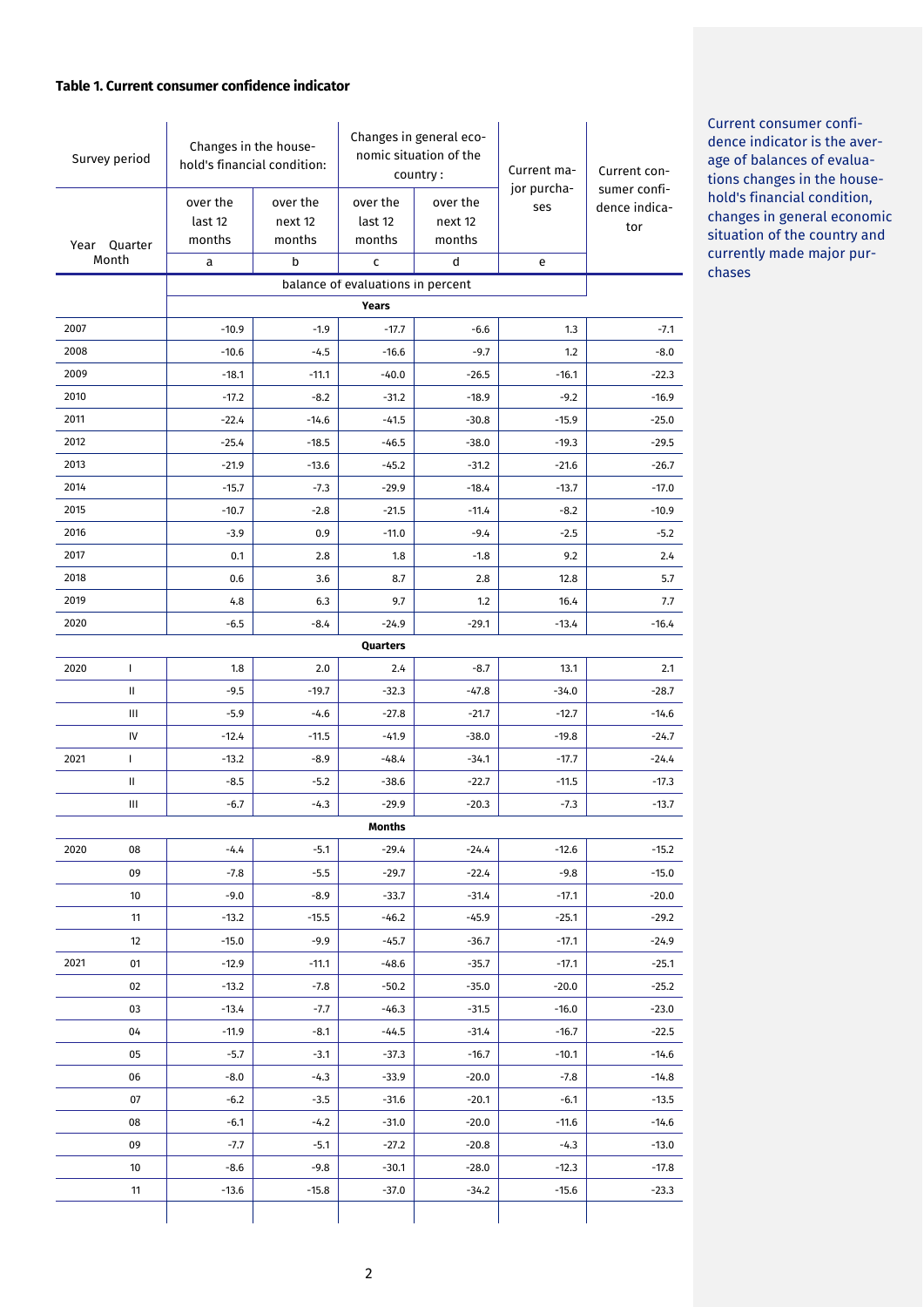**Table 1. Current consumer confidence indicator**

| Survey period | | Changes in the household's financial condition: | | Changes in general economic situation of the country : | | Current major purchases | Current consumer confidence indicator |
|---|---|---|---|---|---|---|---|
| Year | Quarter Month | over the last 12 months | over the next 12 months | over the last 12 months | over the next 12 months | | |
| | | a | b | c | d | e | |
| | | balance of evaluations in percent | | | | | |
| **Years** | | | | | | | |
| 2007 | | -10.9 | -1.9 | -17.7 | -6.6 | 1.3 | -7.1 |
| 2008 | | -10.6 | -4.5 | -16.6 | -9.7 | 1.2 | -8.0 |
| 2009 | | -18.1 | -11.1 | -40.0 | -26.5 | -16.1 | -22.3 |
| 2010 | | -17.2 | -8.2 | -31.2 | -18.9 | -9.2 | -16.9 |
| 2011 | | -22.4 | -14.6 | -41.5 | -30.8 | -15.9 | -25.0 |
| 2012 | | -25.4 | -18.5 | -46.5 | -38.0 | -19.3 | -29.5 |
| 2013 | | -21.9 | -13.6 | -45.2 | -31.2 | -21.6 | -26.7 |
| 2014 | | -15.7 | -7.3 | -29.9 | -18.4 | -13.7 | -17.0 |
| 2015 | | -10.7 | -2.8 | -21.5 | -11.4 | -8.2 | -10.9 |
| 2016 | | -3.9 | 0.9 | -11.0 | -9.4 | -2.5 | -5.2 |
| 2017 | | 0.1 | 2.8 | 1.8 | -1.8 | 9.2 | 2.4 |
| 2018 | | 0.6 | 3.6 | 8.7 | 2.8 | 12.8 | 5.7 |
| 2019 | | 4.8 | 6.3 | 9.7 | 1.2 | 16.4 | 7.7 |
| 2020 | | -6.5 | -8.4 | -24.9 | -29.1 | -13.4 | -16.4 |
| **Quarters** | | | | | | | |
| 2020 | I | 1.8 | 2.0 | 2.4 | -8.7 | 13.1 | 2.1 |
| | II | -9.5 | -19.7 | -32.3 | -47.8 | -34.0 | -28.7 |
| | III | -5.9 | -4.6 | -27.8 | -21.7 | -12.7 | -14.6 |
| | IV | -12.4 | -11.5 | -41.9 | -38.0 | -19.8 | -24.7 |
| 2021 | I | -13.2 | -8.9 | -48.4 | -34.1 | -17.7 | -24.4 |
| | II | -8.5 | -5.2 | -38.6 | -22.7 | -11.5 | -17.3 |
| | III | -6.7 | -4.3 | -29.9 | -20.3 | -7.3 | -13.7 |
| **Months** | | | | | | | |
| 2020 | 08 | -4.4 | -5.1 | -29.4 | -24.4 | -12.6 | -15.2 |
| | 09 | -7.8 | -5.5 | -29.7 | -22.4 | -9.8 | -15.0 |
| | 10 | -9.0 | -8.9 | -33.7 | -31.4 | -17.1 | -20.0 |
| | 11 | -13.2 | -15.5 | -46.2 | -45.9 | -25.1 | -29.2 |
| | 12 | -15.0 | -9.9 | -45.7 | -36.7 | -17.1 | -24.9 |
| 2021 | 01 | -12.9 | -11.1 | -48.6 | -35.7 | -17.1 | -25.1 |
| | 02 | -13.2 | -7.8 | -50.2 | -35.0 | -20.0 | -25.2 |
| | 03 | -13.4 | -7.7 | -46.3 | -31.5 | -16.0 | -23.0 |
| | 04 | -11.9 | -8.1 | -44.5 | -31.4 | -16.7 | -22.5 |
| | 05 | -5.7 | -3.1 | -37.3 | -16.7 | -10.1 | -14.6 |
| | 06 | -8.0 | -4.3 | -33.9 | -20.0 | -7.8 | -14.8 |
| | 07 | -6.2 | -3.5 | -31.6 | -20.1 | -6.1 | -13.5 |
| | 08 | -6.1 | -4.2 | -31.0 | -20.0 | -11.6 | -14.6 |
| | 09 | -7.7 | -5.1 | -27.2 | -20.8 | -4.3 | -13.0 |
| | 10 | -8.6 | -9.8 | -30.1 | -28.0 | -12.3 | -17.8 |
| | 11 | -13.6 | -15.8 | -37.0 | -34.2 | -15.6 | -23.3 |

Current consumer confidence indicator is the average of balances of evaluations changes in the household's financial condition, changes in general economic situation of the country and currently made major purchases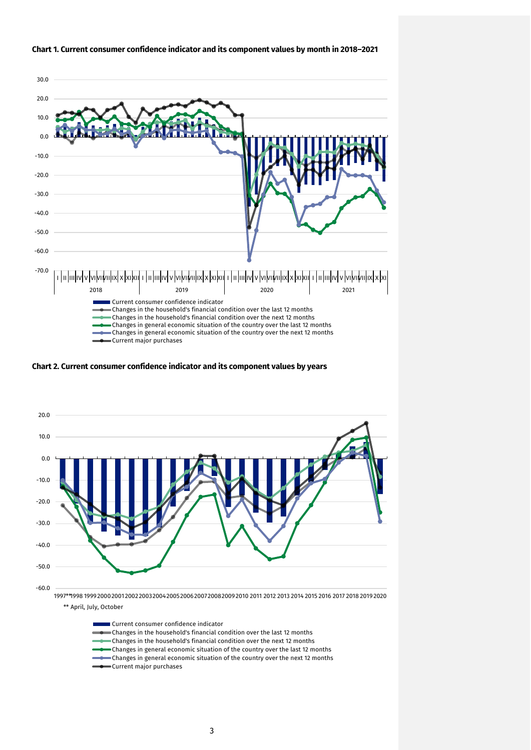**Chart 1. Current consumer confidence indicator and its component values by month in 2018–2021**

**Chart 2. Current consumer confidence indicator and its component values by years**

** April, July, October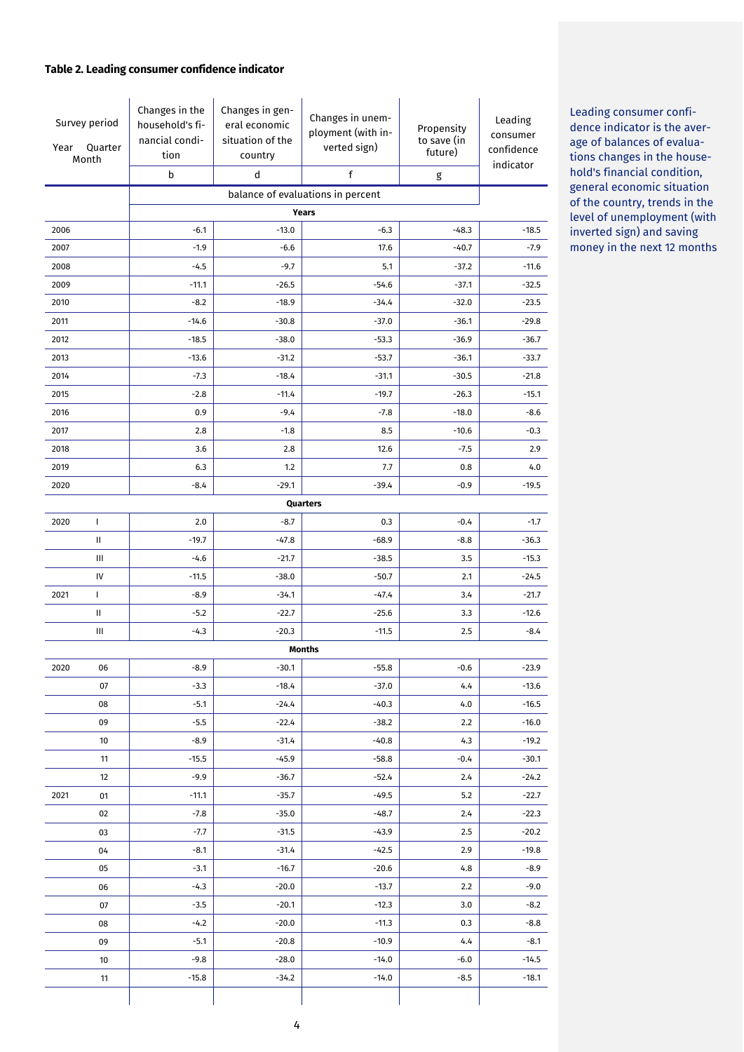**Table 2. Leading consumer confidence indicator**

| Survey period Year Quarter Month | | Changes in the household's financial condition | Changes in general economic situation of the country | Changes in unemployment (with inverted sign) | Propensity to save (in future) | Leading consumer confidence indicator |
|---|---|---|---|---|---|---|
| | | b | d | f | g | |
| | | balance of evaluations in percent | | | | |
| **Years** | | | | | | |
| 2006 | | -6.1 | -13.0 | -6.3 | -48.3 | -18.5 |
| 2007 | | -1.9 | -6.6 | 17.6 | -40.7 | -7.9 |
| 2008 | | -4.5 | -9.7 | 5.1 | -37.2 | -11.6 |
| 2009 | | -11.1 | -26.5 | -54.6 | -37.1 | -32.5 |
| 2010 | | -8.2 | -18.9 | -34.4 | -32.0 | -23.5 |
| 2011 | | -14.6 | -30.8 | -37.0 | -36.1 | -29.8 |
| 2012 | | -18.5 | -38.0 | -53.3 | -36.9 | -36.7 |
| 2013 | | -13.6 | -31.2 | -53.7 | -36.1 | -33.7 |
| 2014 | | -7.3 | -18.4 | -31.1 | -30.5 | -21.8 |
| 2015 | | -2.8 | -11.4 | -19.7 | -26.3 | -15.1 |
| 2016 | | 0.9 | -9.4 | -7.8 | -18.0 | -8.6 |
| 2017 | | 2.8 | -1.8 | 8.5 | -10.6 | -0.3 |
| 2018 | | 3.6 | 2.8 | 12.6 | -7.5 | 2.9 |
| 2019 | | 6.3 | 1.2 | 7.7 | 0.8 | 4.0 |
| 2020 | | -8.4 | -29.1 | -39.4 | -0.9 | -19.5 |
| **Quarters** | | | | | | |
| 2020 | I | 2.0 | -8.7 | 0.3 | -0.4 | -1.7 |
| | II | -19.7 | -47.8 | -68.9 | -8.8 | -36.3 |
| | III | -4.6 | -21.7 | -38.5 | 3.5 | -15.3 |
| | IV | -11.5 | -38.0 | -50.7 | 2.1 | -24.5 |
| 2021 | I | -8.9 | -34.1 | -47.4 | 3.4 | -21.7 |
| | II | -5.2 | -22.7 | -25.6 | 3.3 | -12.6 |
| | III | -4.3 | -20.3 | -11.5 | 2.5 | -8.4 |
| **Months** | | | | | | |
| 2020 | 06 | -8.9 | -30.1 | -55.8 | -0.6 | -23.9 |
| | 07 | -3.3 | -18.4 | -37.0 | 4.4 | -13.6 |
| | 08 | -5.1 | -24.4 | -40.3 | 4.0 | -16.5 |
| | 09 | -5.5 | -22.4 | -38.2 | 2.2 | -16.0 |
| | 10 | -8.9 | -31.4 | -40.8 | 4.3 | -19.2 |
| | 11 | -15.5 | -45.9 | -58.8 | -0.4 | -30.1 |
| | 12 | -9.9 | -36.7 | -52.4 | 2.4 | -24.2 |
| 2021 | 01 | -11.1 | -35.7 | -49.5 | 5.2 | -22.7 |
| | 02 | -7.8 | -35.0 | -48.7 | 2.4 | -22.3 |
| | 03 | -7.7 | -31.5 | -43.9 | 2.5 | -20.2 |
| | 04 | -8.1 | -31.4 | -42.5 | 2.9 | -19.8 |
| | 05 | -3.1 | -16.7 | -20.6 | 4.8 | -8.9 |
| | 06 | -4.3 | -20.0 | -13.7 | 2.2 | -9.0 |
| | 07 | -3.5 | -20.1 | -12.3 | 3.0 | -8.2 |
| | 08 | -4.2 | -20.0 | -11.3 | 0.3 | -8.8 |
| | 09 | -5.1 | -20.8 | -10.9 | 4.4 | -8.1 |
| | 10 | -9.8 | -28.0 | -14.0 | -6.0 | -14.5 |
| | 11 | -15.8 | -34.2 | -14.0 | -8.5 | -18.1 |

Leading consumer confidence indicator is the average of balances of evaluations changes in the household's financial condition, general economic situation of the country, trends in the level of unemployment (with inverted sign) and saving money in the next 12 months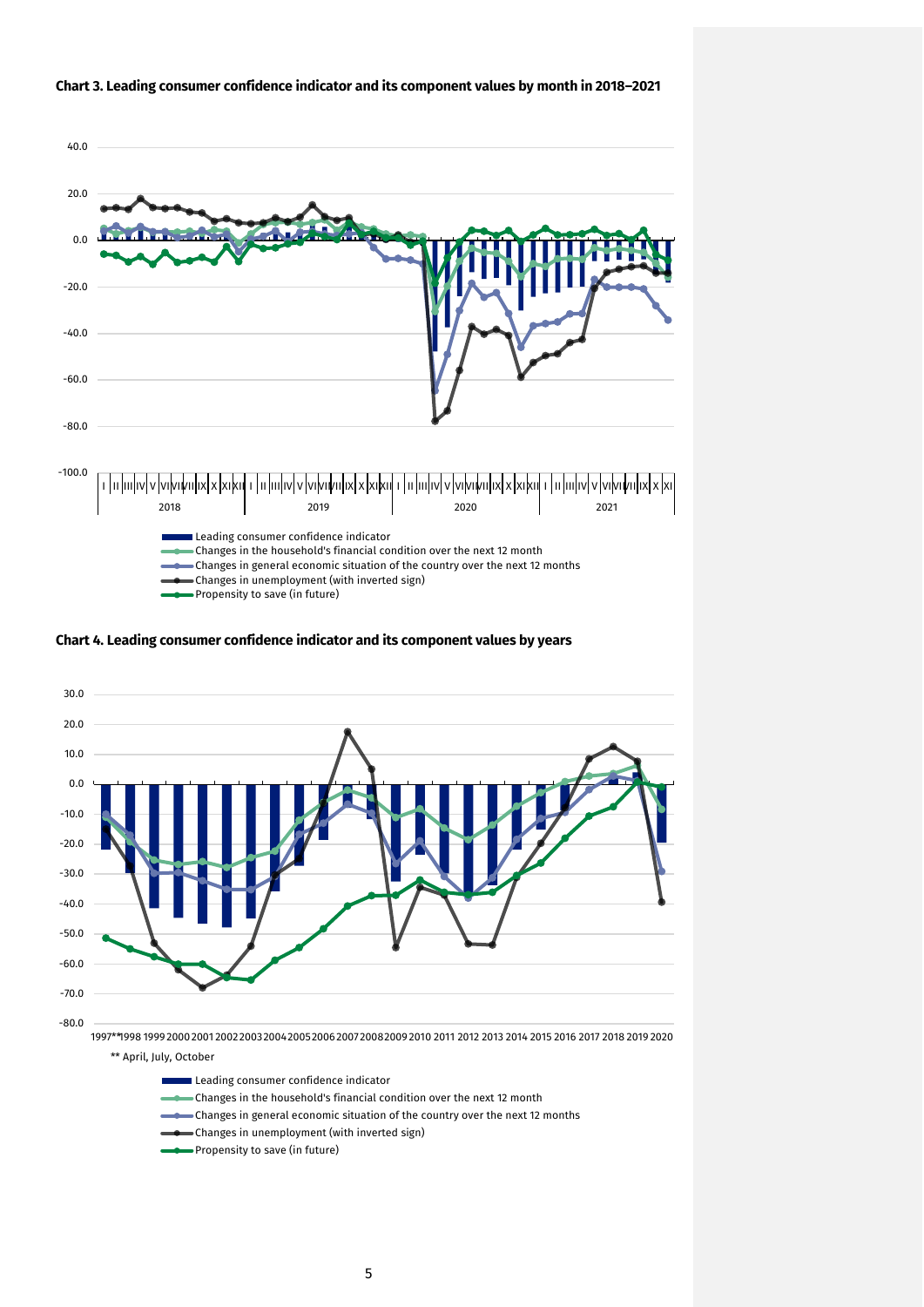**Chart 3. Leading consumer confidence indicator and its component values by month in 2018–2021**

40.0
20.0
0.0
-20.0
-40.0
-60.0
-80.0
-100.0

I II III IV V VI VII VIII IX X XI XII I II III IV V VI VII VIII IX X XI XII I II III IV V VI VII VIII IX X XI XII I II III IV V VI VII VIII IX X XI

2018 2019 2020 2021

Leading consumer confidence indicator
Changes in the household's financial condition over the next 12 month
Changes in general economic situation of the country over the next 12 months
Changes in unemployment (with inverted sign)
Propensity to save (in future)

**Chart 4. Leading consumer confidence indicator and its component values by years**

30.0
20.0
10.0
0.0
-10.0
-20.0
-30.0
-40.0
-50.0
-60.0
-70.0
-80.0

1997** 1998 1999 2000 2001 2002 2003 2004 2005 2006 2007 2008 2009 2010 2011 2012 2013 2014 2015 2016 2017 2018 2019 2020

** April, July, October

Leading consumer confidence indicator
Changes in the household's financial condition over the next 12 month
Changes in general economic situation of the country over the next 12 months
Changes in unemployment (with inverted sign)
Propensity to save (in future)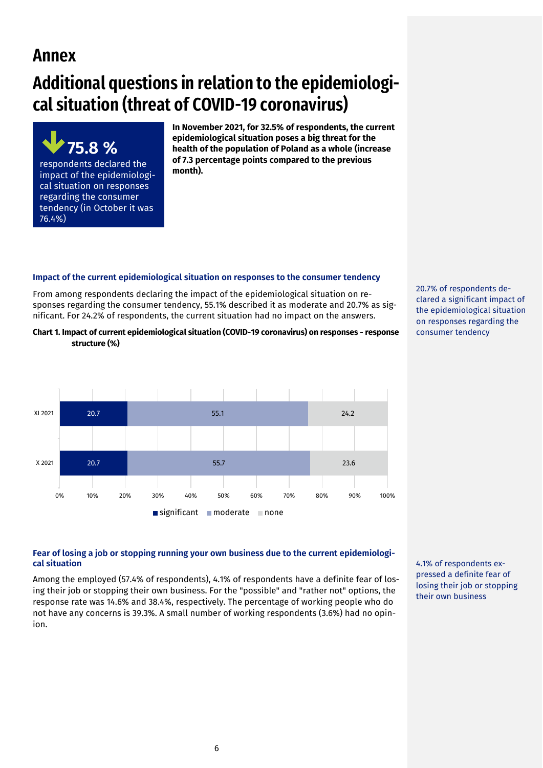# Annex

# Additional questions in relation to the epidemiological situation (threat of COVID-19 coronavirus)

**75.8 %**

respondents declared the impact of the epidemiological situation on responses regarding the consumer tendency (in October it was 76.4%)

**In November 2021, for 32.5% of respondents, the current epidemiological situation poses a big threat for the health of the population of Poland as a whole (increase of 7.3 percentage points compared to the previous month).**

### Impact of the current epidemiological situation on responses to the consumer tendency

From among respondents declaring the impact of the epidemiological situation on responses regarding the consumer tendency, 55.1% described it as moderate and 20.7% as significant. For 24.2% of respondents, the current situation had no impact on the answers.

20.7% of respondents declared a significant impact of the epidemiological situation on responses regarding the consumer tendency

**Chart 1. Impact of current epidemiological situation (COVID-19 coronavirus) on responses - response structure (%)**

| | significant | moderate | none |
|---|---|---|---|
| XI 2021 | 20.7 | 55.1 | 24.2 |
| X 2021 | 20.7 | 55.7 | 23.6 |

### Fear of losing a job or stopping running your own business due to the current epidemiological situation

Among the employed (57.4% of respondents), 4.1% of respondents have a definite fear of losing their job or stopping their own business. For the "possible" and "rather not" options, the response rate was 14.6% and 38.4%, respectively. The percentage of working people who do not have any concerns is 39.3%. A small number of working respondents (3.6%) had no opinion.

4.1% of respondents expressed a definite fear of losing their job or stopping their own business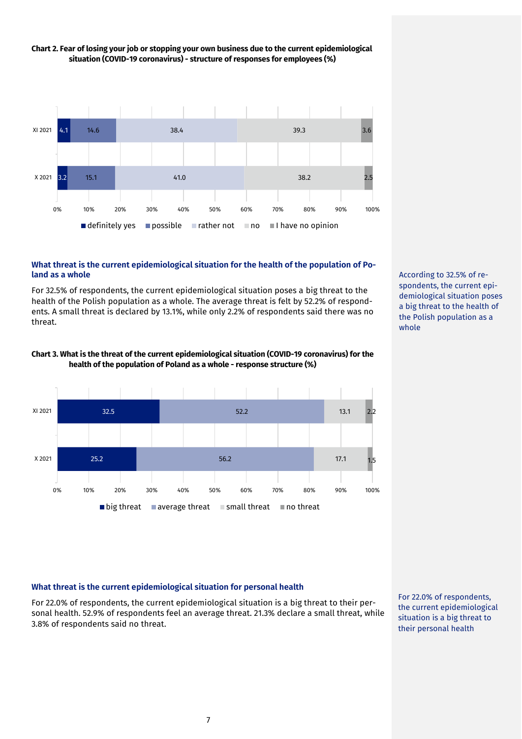**Chart 2. Fear of losing your job or stopping your own business due to the current epidemiological situation (COVID-19 coronavirus) - structure of responses for employees (%)**

| | definitely yes | possible | rather not | no | I have no opinion |
|---|---|---|---|---|---|
| XI 2021 | 4.1 | 14.6 | 38.4 | 39.3 | 3.6 |
| X 2021 | 3.2 | 15.1 | 41.0 | 38.2 | 2.5 |

## What threat is the current epidemiological situation for the health of the population of Poland as a whole

For 32.5% of respondents, the current epidemiological situation poses a big threat to the health of the Polish population as a whole. The average threat is felt by 52.2% of respondents. A small threat is declared by 13.1%, while only 2.2% of respondents said there was no threat.

According to 32.5% of respondents, the current epidemiological situation poses a big threat to the health of the Polish population as a whole

**Chart 3. What is the threat of the current epidemiological situation (COVID-19 coronavirus) for the health of the population of Poland as a whole - response structure (%)**

| | big threat | average threat | small threat | no threat |
|---|---|---|---|---|
| XI 2021 | 32.5 | 52.2 | 13.1 | 2.2 |
| X 2021 | 25.2 | 56.2 | 17.1 | 1.5 |

## What threat is the current epidemiological situation for personal health

For 22.0% of respondents, the current epidemiological situation is a big threat to their personal health. 52.9% of respondents feel an average threat. 21.3% declare a small threat, while 3.8% of respondents said no threat.

For 22.0% of respondents, the current epidemiological situation is a big threat to their personal health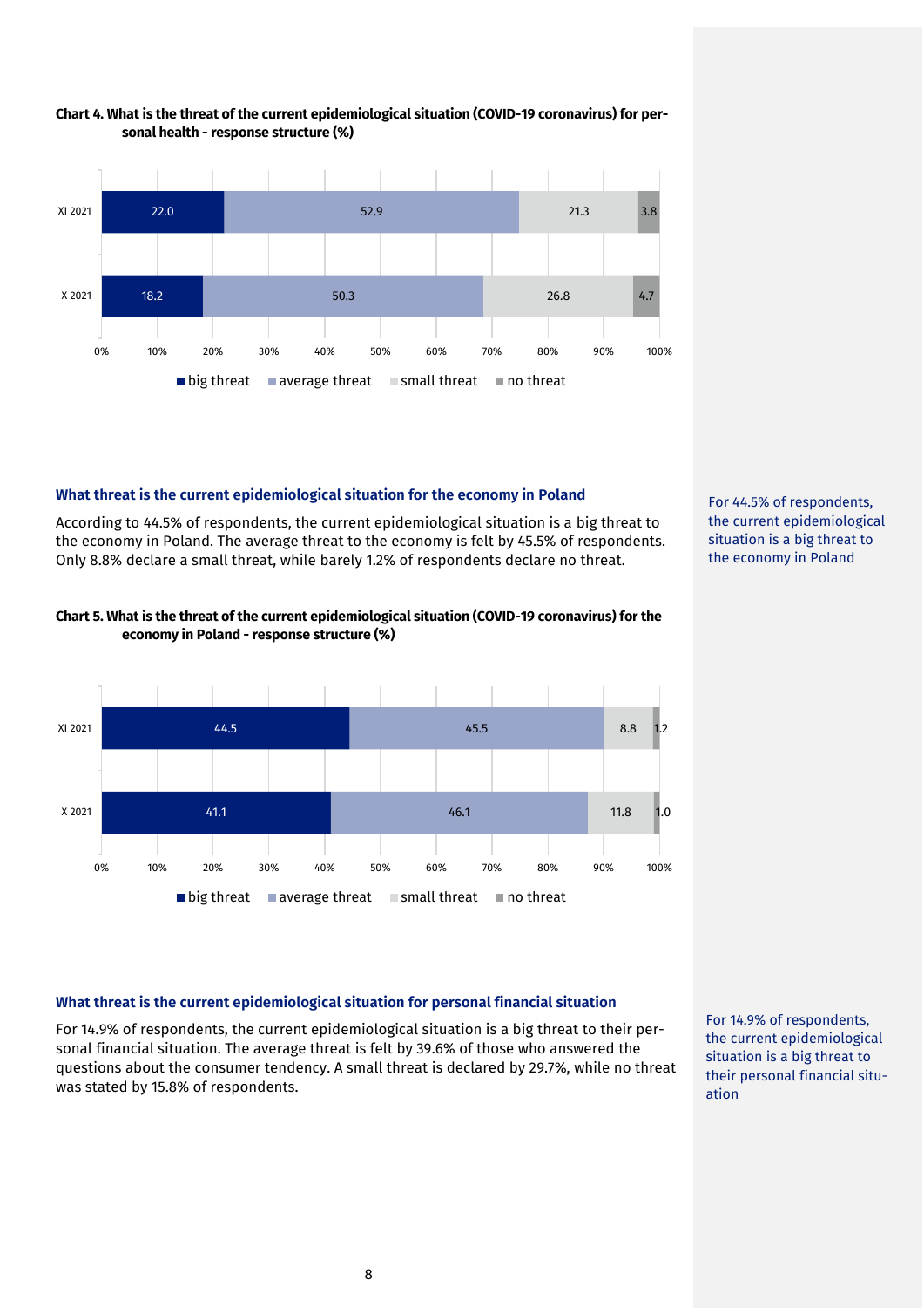**Chart 4. What is the threat of the current epidemiological situation (COVID-19 coronavirus) for personal health - response structure (%)**

| | big threat | average threat | small threat | no threat |
|---|---|---|---|---|
| XI 2021 | 22.0 | 52.9 | 21.3 | 3.8 |
| X 2021 | 18.2 | 50.3 | 26.8 | 4.7 |

### What threat is the current epidemiological situation for the economy in Poland

According to 44.5% of respondents, the current epidemiological situation is a big threat to the economy in Poland. The average threat to the economy is felt by 45.5% of respondents. Only 8.8% declare a small threat, while barely 1.2% of respondents declare no threat.

For 44.5% of respondents, the current epidemiological situation is a big threat to the economy in Poland

**Chart 5. What is the threat of the current epidemiological situation (COVID-19 coronavirus) for the economy in Poland - response structure (%)**

| | big threat | average threat | small threat | no threat |
|---|---|---|---|---|
| XI 2021 | 44.5 | 45.5 | 8.8 | 1.2 |
| X 2021 | 41.1 | 46.1 | 11.8 | 1.0 |

### What threat is the current epidemiological situation for personal financial situation

For 14.9% of respondents, the current epidemiological situation is a big threat to their personal financial situation. The average threat is felt by 39.6% of those who answered the questions about the consumer tendency. A small threat is declared by 29.7%, while no threat was stated by 15.8% of respondents.

For 14.9% of respondents, the current epidemiological situation is a big threat to their personal financial situation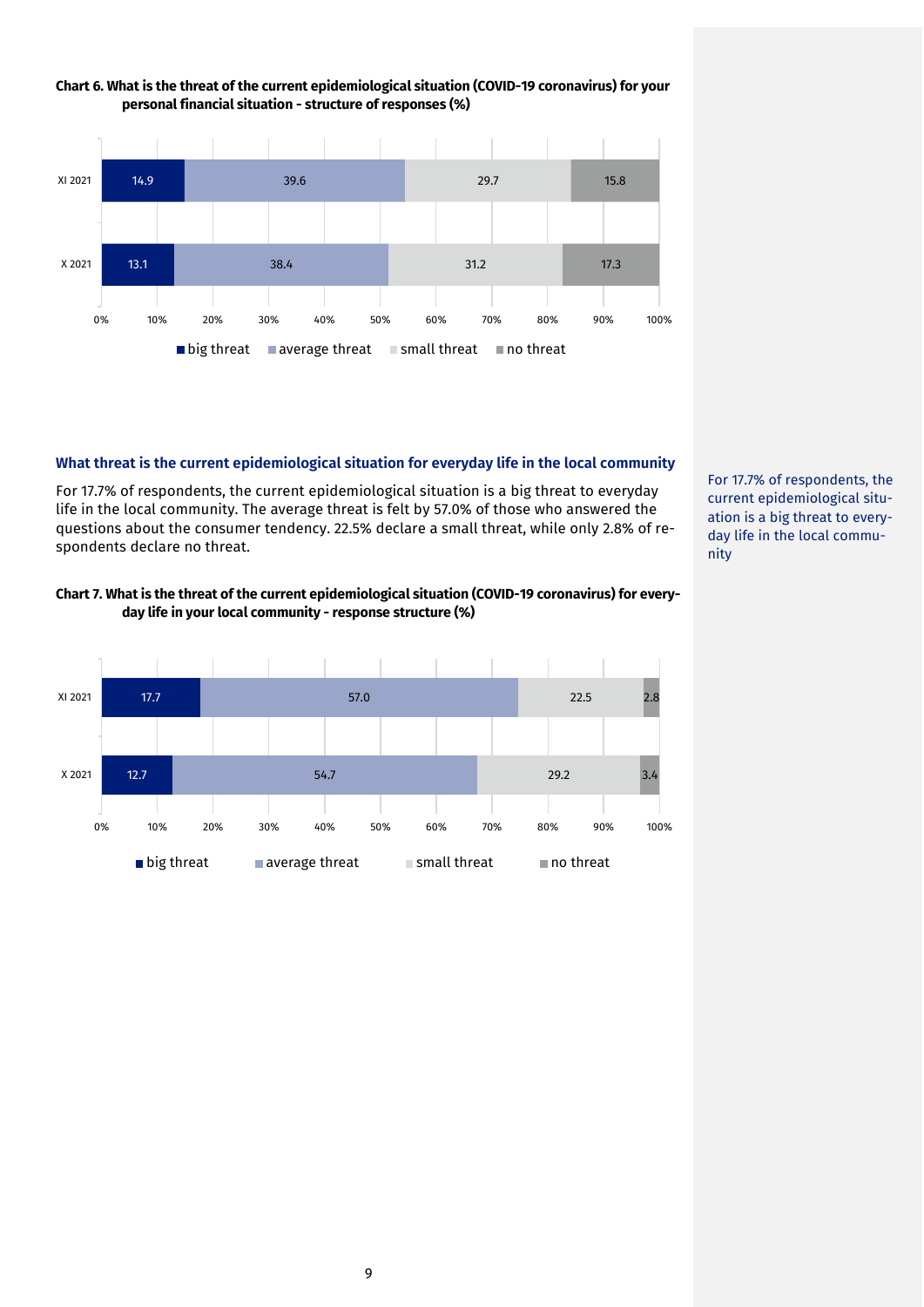**Chart 6. What is the threat of the current epidemiological situation (COVID-19 coronavirus) for your personal financial situation - structure of responses (%)**

| | big threat | average threat | small threat | no threat |
|---|---|---|---|---|
| XI 2021 | 14.9 | 39.6 | 29.7 | 15.8 |
| X 2021 | 13.1 | 38.4 | 31.2 | 17.3 |

### What threat is the current epidemiological situation for everyday life in the local community

For 17.7% of respondents, the current epidemiological situation is a big threat to everyday life in the local community. The average threat is felt by 57.0% of those who answered the questions about the consumer tendency. 22.5% declare a small threat, while only 2.8% of respondents declare no threat.

For 17.7% of respondents, the current epidemiological situation is a big threat to everyday life in the local community

**Chart 7. What is the threat of the current epidemiological situation (COVID-19 coronavirus) for everyday life in your local community - response structure (%)**

| | big threat | average threat | small threat | no threat |
|---|---|---|---|---|
| XI 2021 | 17.7 | 57.0 | 22.5 | 2.8 |
| X 2021 | 12.7 | 54.7 | 29.2 | 3.4 |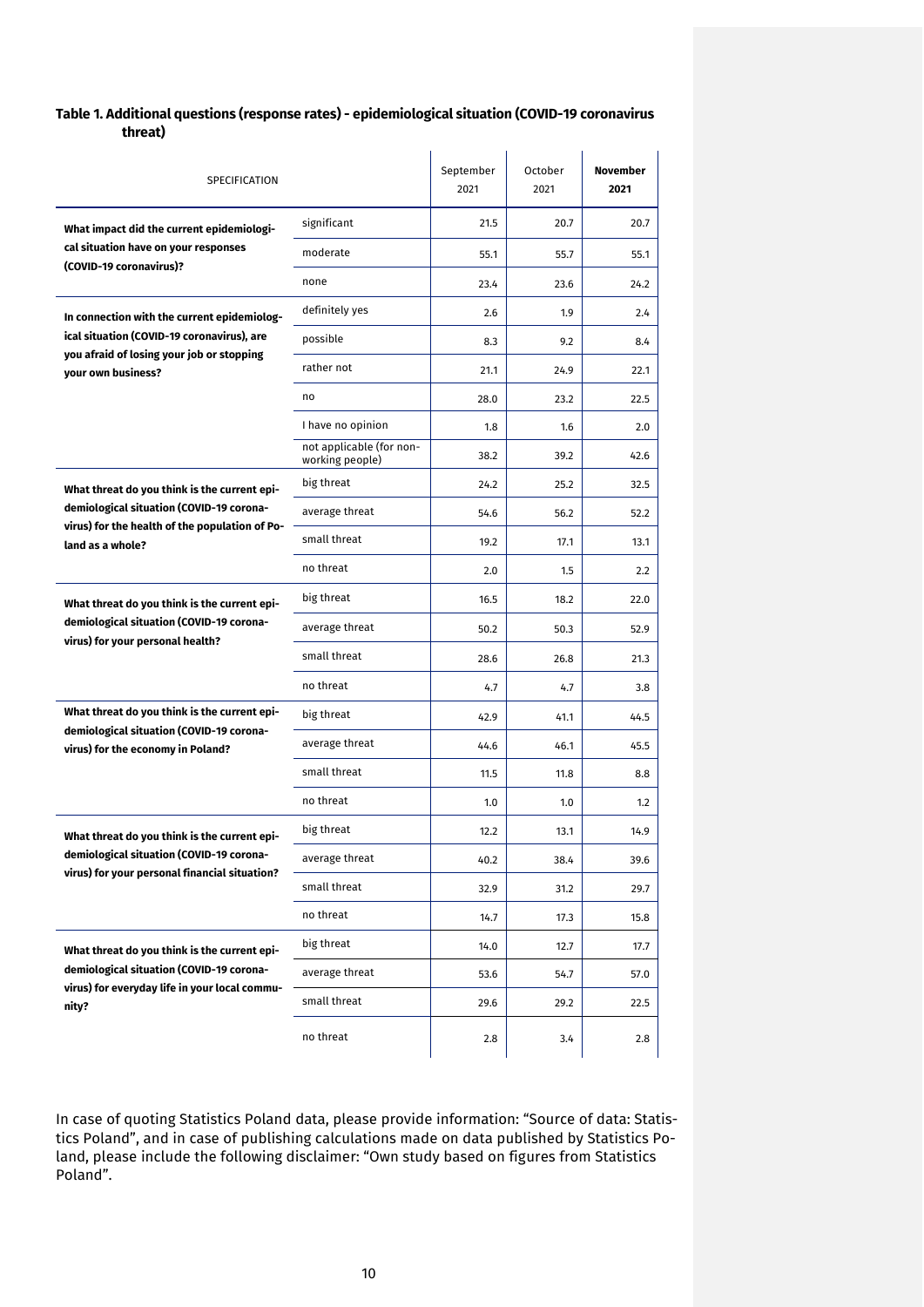**Table 1. Additional questions (response rates) - epidemiological situation (COVID-19 coronavirus threat)**

| SPECIFICATION | | September 2021 | October 2021 | **November 2021** |
|---|---|---|---|---|
| **What impact did the current epidemiological situation have on your responses (COVID-19 coronavirus)?** | significant | 21.5 | 20.7 | 20.7 |
| | moderate | 55.1 | 55.7 | 55.1 |
| | none | 23.4 | 23.6 | 24.2 |
| **In connection with the current epidemiological situation (COVID-19 coronavirus), are you afraid of losing your job or stopping your own business?** | definitely yes | 2.6 | 1.9 | 2.4 |
| | possible | 8.3 | 9.2 | 8.4 |
| | rather not | 21.1 | 24.9 | 22.1 |
| | no | 28.0 | 23.2 | 22.5 |
| | I have no opinion | 1.8 | 1.6 | 2.0 |
| | not applicable (for non-working people) | 38.2 | 39.2 | 42.6 |
| **What threat do you think is the current epidemiological situation (COVID-19 coronavirus) for the health of the population of Poland as a whole?** | big threat | 24.2 | 25.2 | 32.5 |
| | average threat | 54.6 | 56.2 | 52.2 |
| | small threat | 19.2 | 17.1 | 13.1 |
| | no threat | 2.0 | 1.5 | 2.2 |
| **What threat do you think is the current epidemiological situation (COVID-19 coronavirus) for your personal health?** | big threat | 16.5 | 18.2 | 22.0 |
| | average threat | 50.2 | 50.3 | 52.9 |
| | small threat | 28.6 | 26.8 | 21.3 |
| | no threat | 4.7 | 4.7 | 3.8 |
| **What threat do you think is the current epidemiological situation (COVID-19 coronavirus) for the economy in Poland?** | big threat | 42.9 | 41.1 | 44.5 |
| | average threat | 44.6 | 46.1 | 45.5 |
| | small threat | 11.5 | 11.8 | 8.8 |
| | no threat | 1.0 | 1.0 | 1.2 |
| **What threat do you think is the current epidemiological situation (COVID-19 coronavirus) for your personal financial situation?** | big threat | 12.2 | 13.1 | 14.9 |
| | average threat | 40.2 | 38.4 | 39.6 |
| | small threat | 32.9 | 31.2 | 29.7 |
| | no threat | 14.7 | 17.3 | 15.8 |
| **What threat do you think is the current epidemiological situation (COVID-19 coronavirus) for everyday life in your local community?** | big threat | 14.0 | 12.7 | 17.7 |
| | average threat | 53.6 | 54.7 | 57.0 |
| | small threat | 29.6 | 29.2 | 22.5 |
| | no threat | 2.8 | 3.4 | 2.8 |

In case of quoting Statistics Poland data, please provide information: "Source of data: Statistics Poland", and in case of publishing calculations made on data published by Statistics Poland, please include the following disclaimer: "Own study based on figures from Statistics Poland".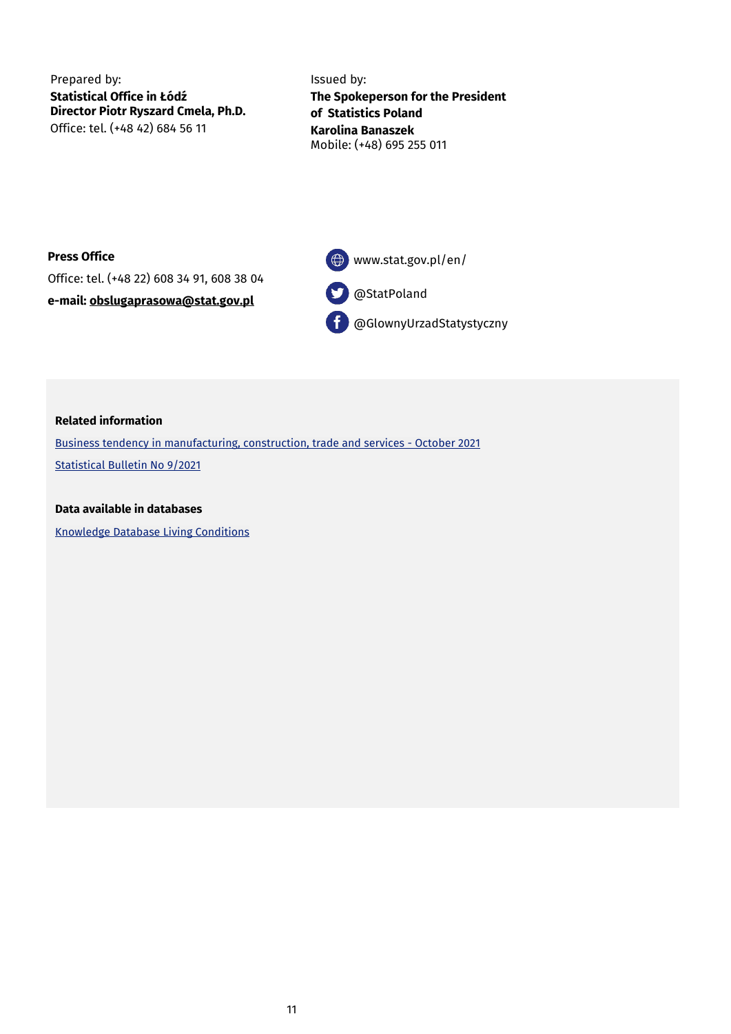Prepared by:
**Statistical Office in Łódź**
**Director Piotr Ryszard Cmela, Ph.D.**
Office: tel. (+48 42) 684 56 11

Issued by:
**The Spokeperson for the President of Statistics Poland**
**Karolina Banaszek**
Mobile: (+48) 695 255 011

**Press Office**

Office: tel. (+48 22) 608 34 91, 608 38 04

**e-mail: obslugaprasowa@stat.gov.pl**

www.stat.gov.pl/en/

@StatPoland

@GlownyUrzadStatystyczny

**Related information**

Business tendency in manufacturing, construction, trade and services - October 2021

Statistical Bulletin No 9/2021

**Data available in databases**

Knowledge Database Living Conditions